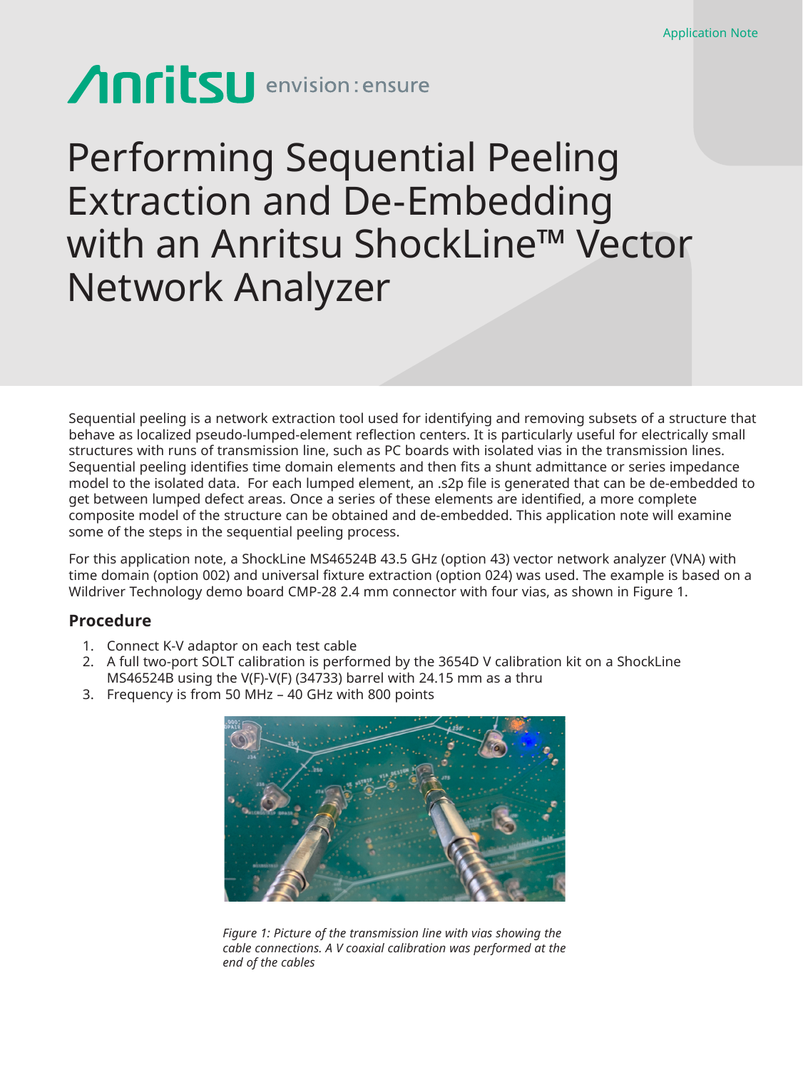Application Note

Anritsu envision : ensure

# Performing Sequential Peeling Extraction and De-Embedding with an Anritsu ShockLine™ Vector Network Analyzer

Sequential peeling is a network extraction tool used for identifying and removing subsets of a structure that behave as localized pseudo-lumped-element reflection centers. It is particularly useful for electrically small structures with runs of transmission line, such as PC boards with isolated vias in the transmission lines. Sequential peeling identifies time domain elements and then fits a shunt admittance or series impedance model to the isolated data. For each lumped element, an .s2p file is generated that can be de-embedded to get between lumped defect areas. Once a series of these elements are identified, a more complete composite model of the structure can be obtained and de-embedded. This application note will examine some of the steps in the sequential peeling process.

For this application note, a ShockLine MS46524B 43.5 GHz (option 43) vector network analyzer (VNA) with time domain (option 002) and universal fixture extraction (option 024) was used. The example is based on a Wildriver Technology demo board CMP-28 2.4 mm connector with four vias, as shown in Figure 1.

## Procedure

1. Connect K-V adaptor on each test cable
2. A full two-port SOLT calibration is performed by the 3654D V calibration kit on a ShockLine MS46524B using the V(F)-V(F) (34733) barrel with 24.15 mm as a thru
3. Frequency is from 50 MHz – 40 GHz with 800 points

*Figure 1: Picture of the transmission line with vias showing the cable connections. A V coaxial calibration was performed at the end of the cables*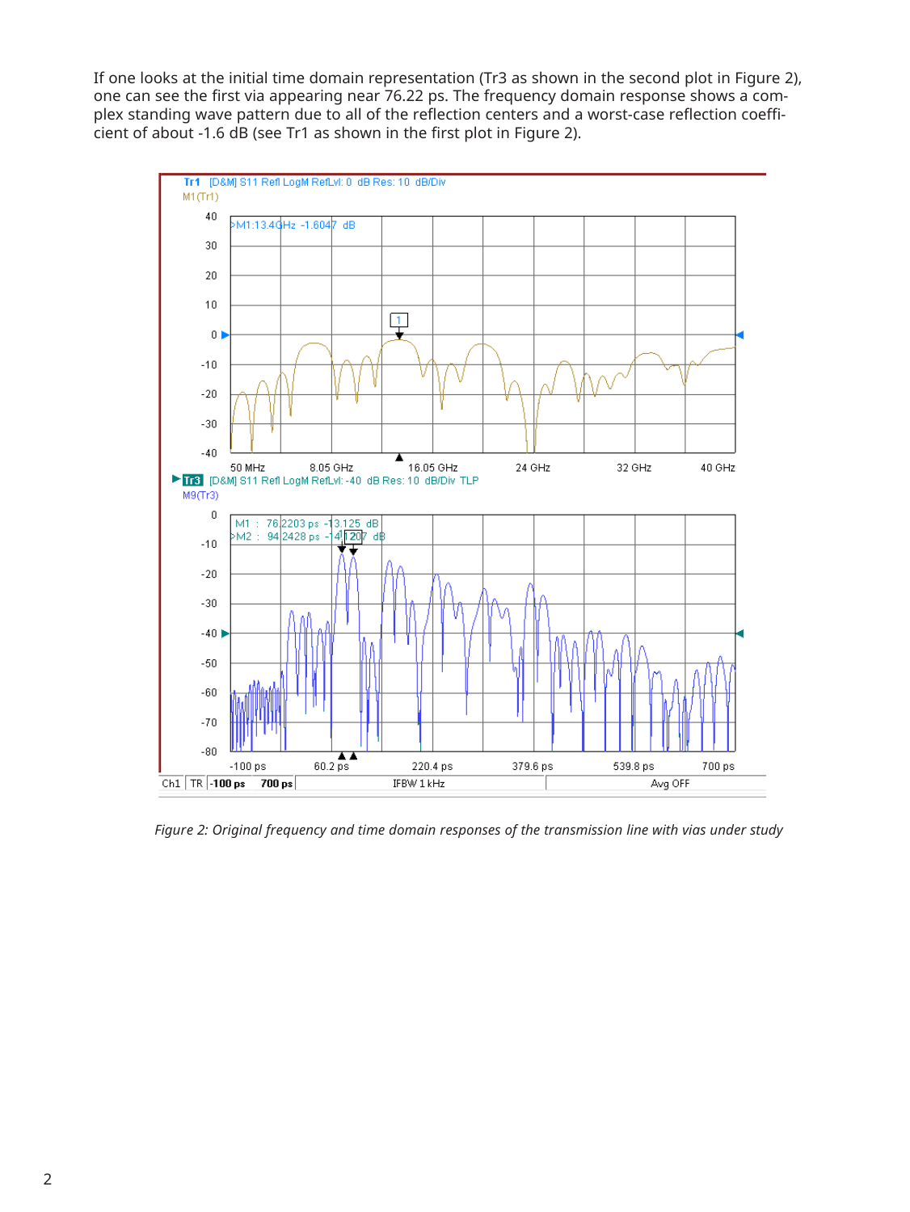If one looks at the initial time domain representation (Tr3 as shown in the second plot in Figure 2), one can see the first via appearing near 76.22 ps. The frequency domain response shows a complex standing wave pattern due to all of the reflection centers and a worst-case reflection coefficient of about -1.6 dB (see Tr1 as shown in the first plot in Figure 2).

*Figure 2: Original frequency and time domain responses of the transmission line with vias under study*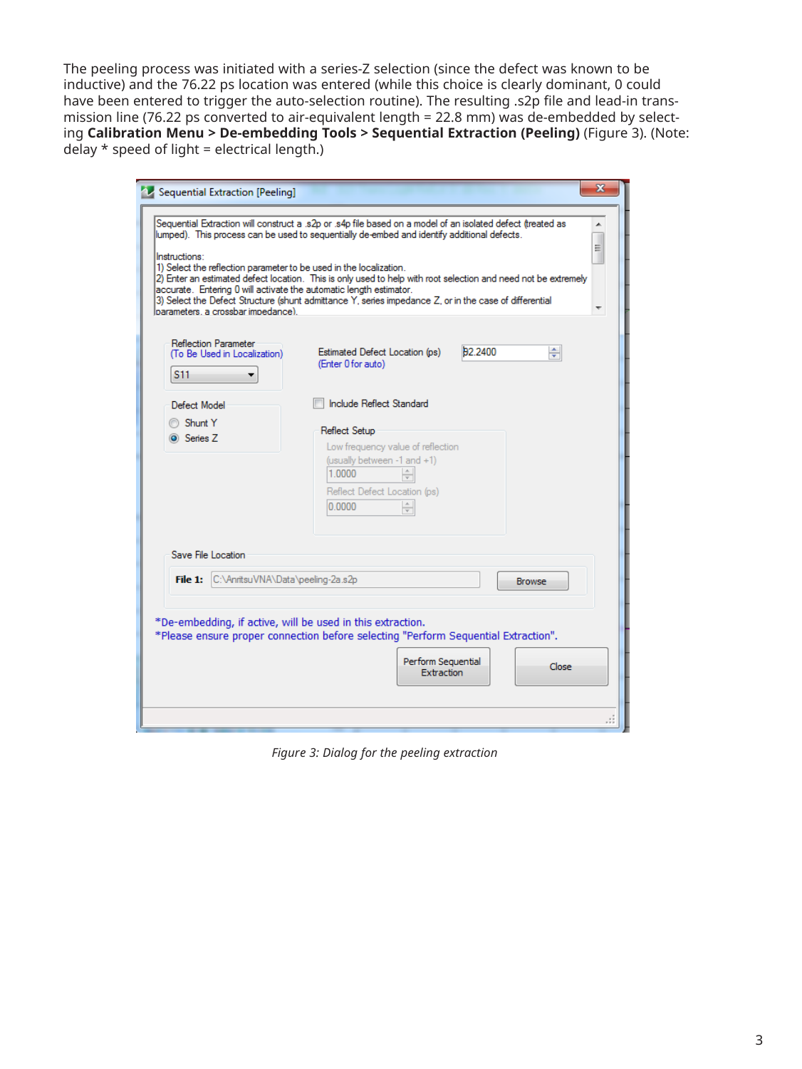The peeling process was initiated with a series-Z selection (since the defect was known to be inductive) and the 76.22 ps location was entered (while this choice is clearly dominant, 0 could have been entered to trigger the auto-selection routine). The resulting .s2p file and lead-in transmission line (76.22 ps converted to air-equivalent length = 22.8 mm) was de-embedded by selecting **Calibration Menu > De-embedding Tools > Sequential Extraction (Peeling)** (Figure 3). (Note: delay * speed of light = electrical length.)

*Figure 3: Dialog for the peeling extraction*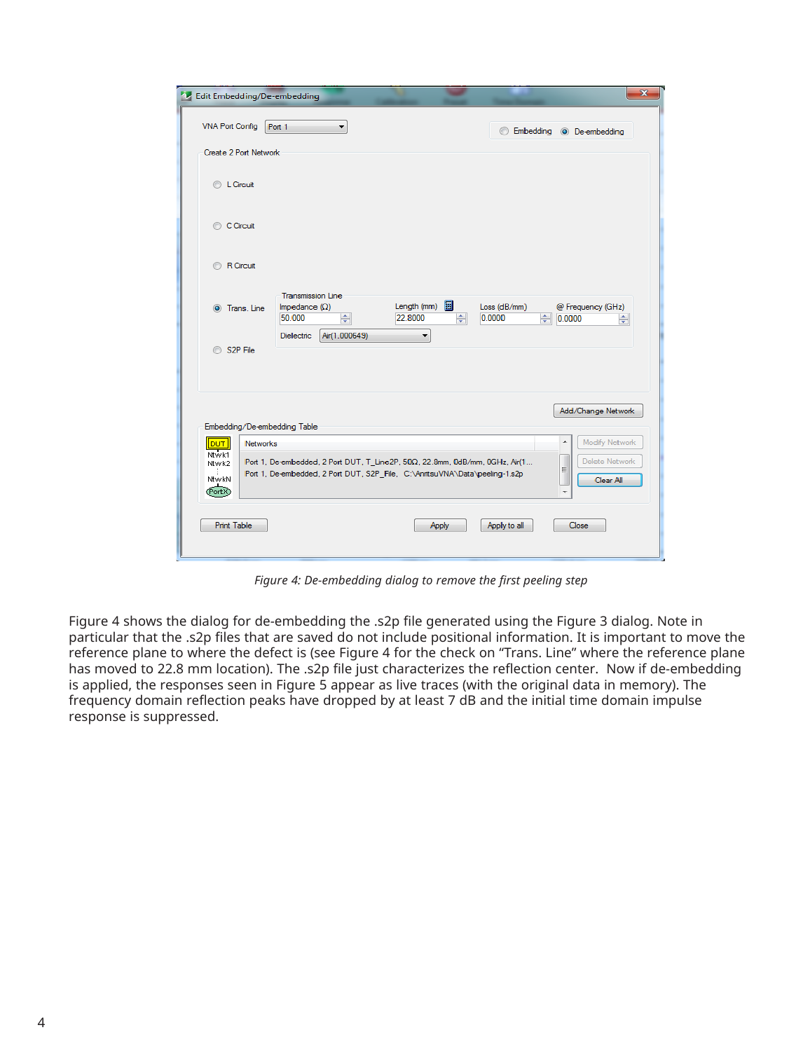*Figure 4: De-embedding dialog to remove the first peeling step*

Figure 4 shows the dialog for de-embedding the .s2p file generated using the Figure 3 dialog. Note in particular that the .s2p files that are saved do not include positional information. It is important to move the reference plane to where the defect is (see Figure 4 for the check on "Trans. Line" where the reference plane has moved to 22.8 mm location). The .s2p file just characterizes the reflection center. Now if de-embedding is applied, the responses seen in Figure 5 appear as live traces (with the original data in memory). The frequency domain reflection peaks have dropped by at least 7 dB and the initial time domain impulse response is suppressed.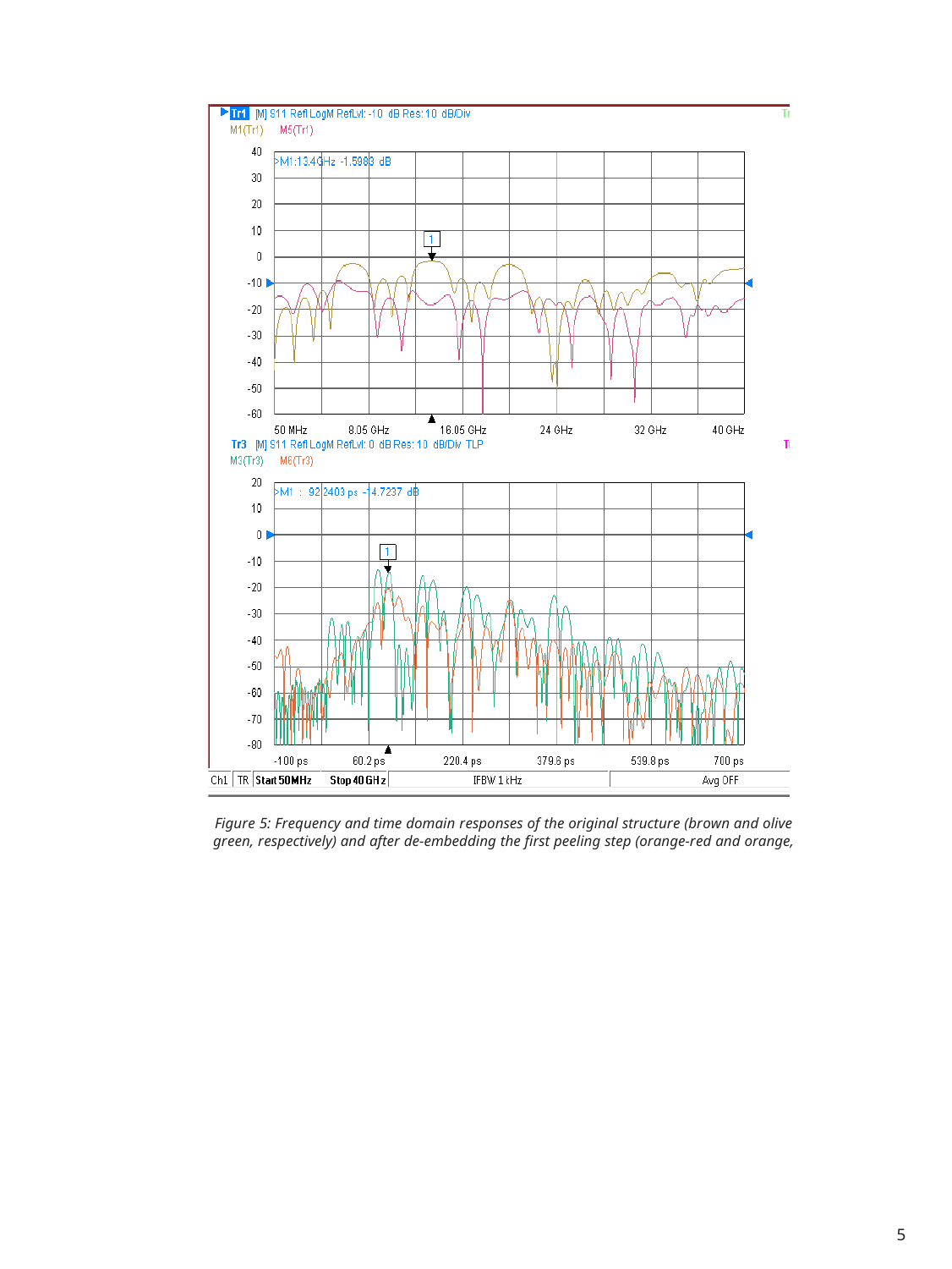*Figure 5: Frequency and time domain responses of the original structure (brown and olive green, respectively) and after de-embedding the first peeling step (orange-red and orange,*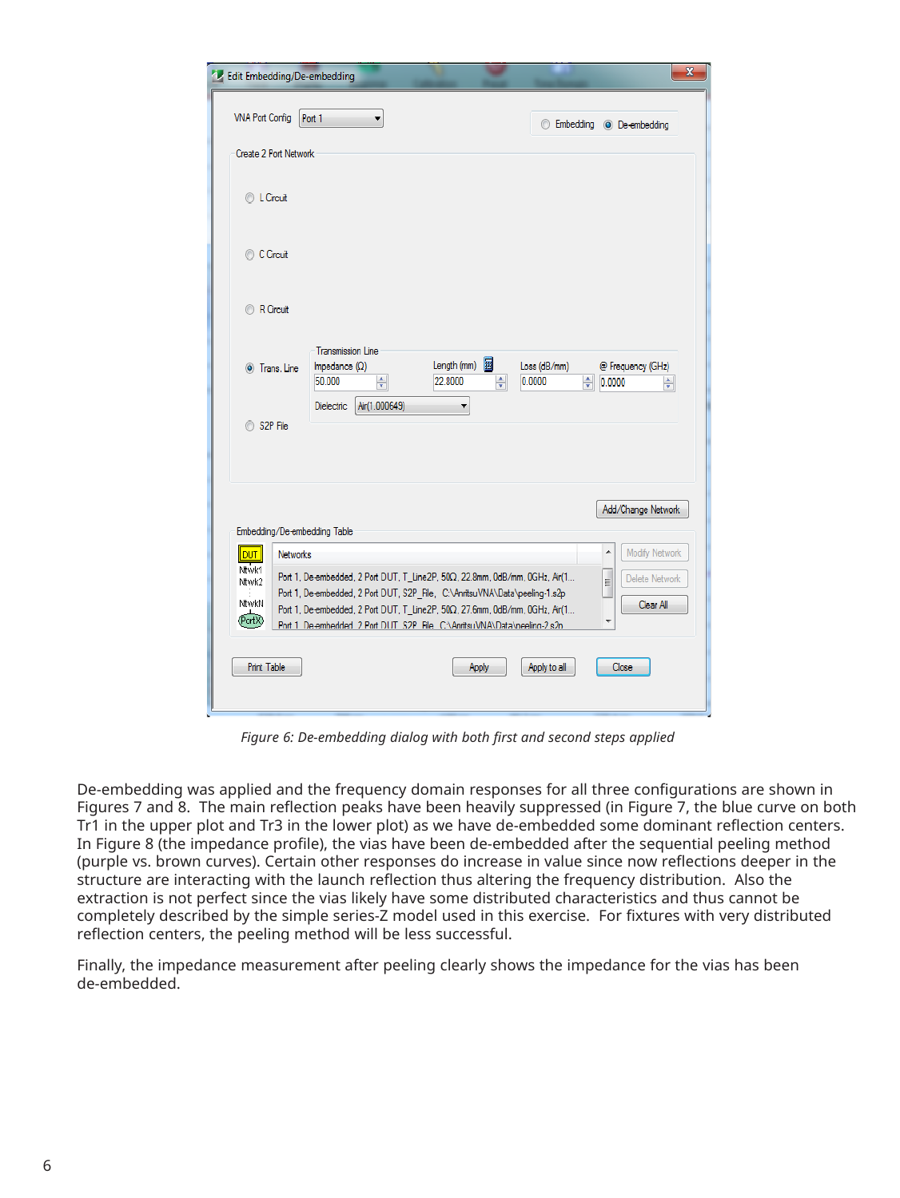*Figure 6: De-embedding dialog with both first and second steps applied*

De-embedding was applied and the frequency domain responses for all three configurations are shown in Figures 7 and 8. The main reflection peaks have been heavily suppressed (in Figure 7, the blue curve on both Tr1 in the upper plot and Tr3 in the lower plot) as we have de-embedded some dominant reflection centers. In Figure 8 (the impedance profile), the vias have been de-embedded after the sequential peeling method (purple vs. brown curves). Certain other responses do increase in value since now reflections deeper in the structure are interacting with the launch reflection thus altering the frequency distribution. Also the extraction is not perfect since the vias likely have some distributed characteristics and thus cannot be completely described by the simple series-Z model used in this exercise. For fixtures with very distributed reflection centers, the peeling method will be less successful.

Finally, the impedance measurement after peeling clearly shows the impedance for the vias has been de-embedded.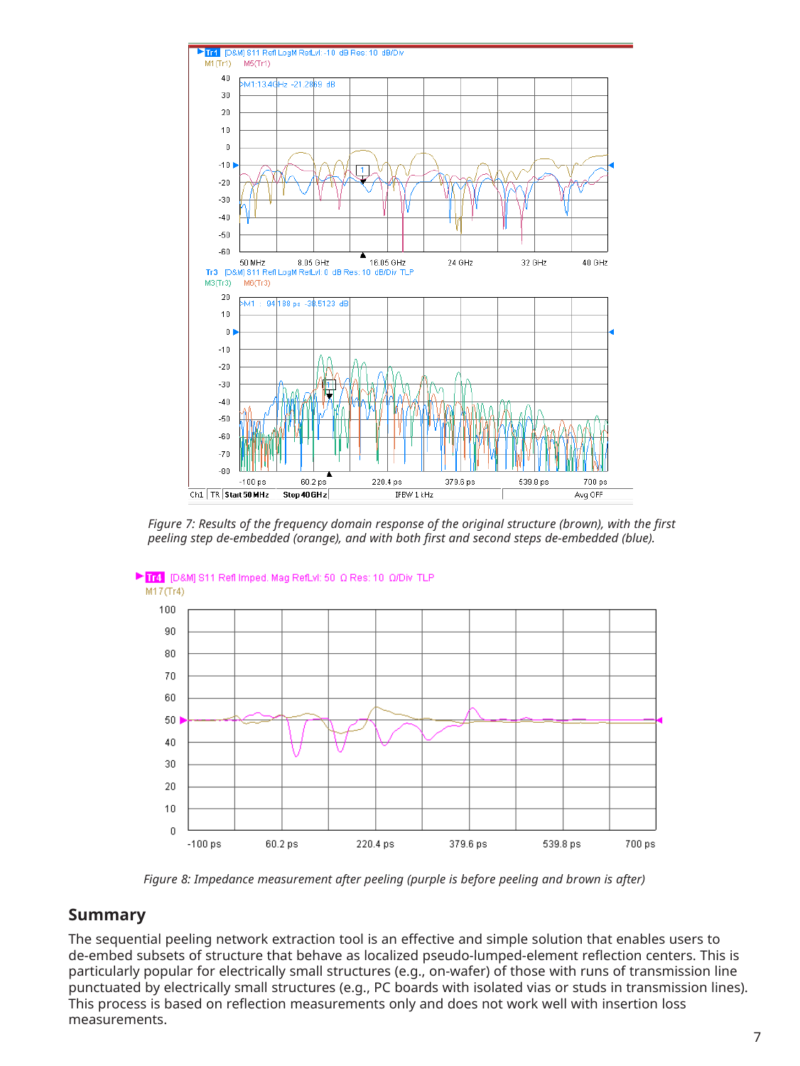*Figure 7: Results of the frequency domain response of the original structure (brown), with the first peeling step de-embedded (orange), and with both first and second steps de-embedded (blue).*

*Figure 8: Impedance measurement after peeling (purple is before peeling and brown is after)*

## Summary

The sequential peeling network extraction tool is an effective and simple solution that enables users to de-embed subsets of structure that behave as localized pseudo-lumped-element reflection centers. This is particularly popular for electrically small structures (e.g., on-wafer) of those with runs of transmission line punctuated by electrically small structures (e.g., PC boards with isolated vias or studs in transmission lines). This process is based on reflection measurements only and does not work well with insertion loss measurements.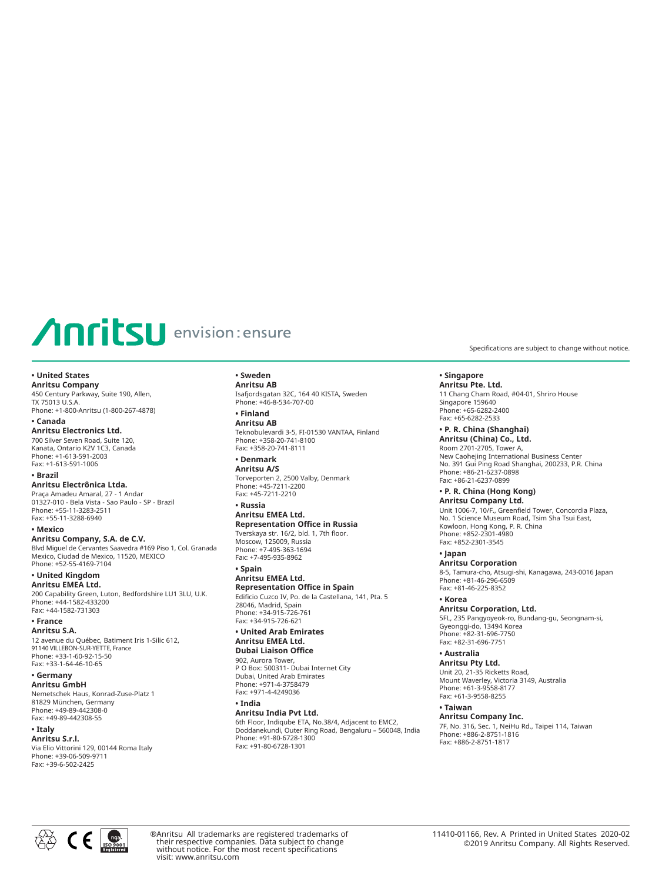Anritsu envision : ensure

Specifications are subject to change without notice.

**• United States**
**Anritsu Company**
450 Century Parkway, Suite 190, Allen,
TX 75013 U.S.A.
Phone: +1-800-Anritsu (1-800-267-4878)

**• Canada**
**Anritsu Electronics Ltd.**
700 Silver Seven Road, Suite 120,
Kanata, Ontario K2V 1C3, Canada
Phone: +1-613-591-2003
Fax: +1-613-591-1006

**• Brazil**
**Anritsu Electrônica Ltda.**
Praça Amadeu Amaral, 27 - 1 Andar
01327-010 - Bela Vista - Sao Paulo - SP - Brazil
Phone: +55-11-3283-2511
Fax: +55-11-3288-6940

**• Mexico**
**Anritsu Company, S.A. de C.V.**
Blvd Miguel de Cervantes Saavedra #169 Piso 1, Col. Granada
Mexico, Ciudad de Mexico, 11520, MEXICO
Phone: +52-55-4169-7104

**• United Kingdom**
**Anritsu EMEA Ltd.**
200 Capability Green, Luton, Bedfordshire LU1 3LU, U.K.
Phone: +44-1582-433200
Fax: +44-1582-731303

**• France**
**Anritsu S.A.**
12 avenue du Québec, Batiment Iris 1-Silic 612,
91140 VILLEBON-SUR-YETTE, France
Phone: +33-1-60-92-15-50
Fax: +33-1-64-46-10-65

**• Germany**
**Anritsu GmbH**
Nemetschek Haus, Konrad-Zuse-Platz 1
81829 München, Germany
Phone: +49-89-442308-0
Fax: +49-89-442308-55

**• Italy**
**Anritsu S.r.l.**
Via Elio Vittorini 129, 00144 Roma Italy
Phone: +39-06-509-9711
Fax: +39-6-502-2425

**• Sweden**
**Anritsu AB**
Isafjordsgatan 32C, 164 40 KISTA, Sweden
Phone: +46-8-534-707-00

**• Finland**
**Anritsu AB**
Teknobulevardi 3-5, FI-01530 VANTAA, Finland
Phone: +358-20-741-8100
Fax: +358-20-741-8111

**• Denmark**
**Anritsu A/S**
Torveporten 2, 2500 Valby, Denmark
Phone: +45-7211-2200
Fax: +45-7211-2210

**• Russia**
**Anritsu EMEA Ltd.**
**Representation Office in Russia**
Tverskaya str. 16/2, bld. 1, 7th floor.
Moscow, 125009, Russia
Phone: +7-495-363-1694
Fax: +7-495-935-8962

**• Spain**
**Anritsu EMEA Ltd.**
**Representation Office in Spain**
Edificio Cuzco IV, Po. de la Castellana, 141, Pta. 5
28046, Madrid, Spain
Phone: +34-915-726-761
Fax: +34-915-726-621

**• United Arab Emirates**
**Anritsu EMEA Ltd.**
**Dubai Liaison Office**
902, Aurora Tower,
P O Box: 500311- Dubai Internet City
Dubai, United Arab Emirates
Phone: +971-4-3758479
Fax: +971-4-4249036

**• India**
**Anritsu India Pvt Ltd.**
6th Floor, Indiqube ETA, No.38/4, Adjacent to EMC2,
Doddanekundi, Outer Ring Road, Bengaluru – 560048, India
Phone: +91-80-6728-1300
Fax: +91-80-6728-1301

**• Singapore**
**Anritsu Pte. Ltd.**
11 Chang Charn Road, #04-01, Shriro House
Singapore 159640
Phone: +65-6282-2400
Fax: +65-6282-2533

**• P. R. China (Shanghai)**
**Anritsu (China) Co., Ltd.**
Room 2701-2705, Tower A,
New Caohejing International Business Center
No. 391 Gui Ping Road Shanghai, 200233, P.R. China
Phone: +86-21-6237-0898
Fax: +86-21-6237-0899

**• P. R. China (Hong Kong)**
**Anritsu Company Ltd.**
Unit 1006-7, 10/F., Greenfield Tower, Concordia Plaza,
No. 1 Science Museum Road, Tsim Sha Tsui East,
Kowloon, Hong Kong, P. R. China
Phone: +852-2301-4980
Fax: +852-2301-3545

**• Japan**
**Anritsu Corporation**
8-5, Tamura-cho, Atsugi-shi, Kanagawa, 243-0016 Japan
Phone: +81-46-296-6509
Fax: +81-46-225-8352

**• Korea**
**Anritsu Corporation, Ltd.**
5FL, 235 Pangyoyeok-ro, Bundang-gu, Seongnam-si,
Gyeonggi-do, 13494 Korea
Phone: +82-31-696-7750
Fax: +82-31-696-7751

**• Australia**
**Anritsu Pty Ltd.**
Unit 20, 21-35 Ricketts Road,
Mount Waverley, Victoria 3149, Australia
Phone: +61-3-9558-8177
Fax: +61-3-9558-8255

**• Taiwan**
**Anritsu Company Inc.**
7F, No. 316, Sec. 1, NeiHu Rd., Taipei 114, Taiwan
Phone: +886-2-8751-1816
Fax: +886-2-8751-1817

ISO 9001 Registered

®Anritsu All trademarks are registered trademarks of their respective companies. Data subject to change without notice. For the most recent specifications visit: www.anritsu.com

11410-01166, Rev. A Printed in United States 2020-02
©2019 Anritsu Company. All Rights Reserved.